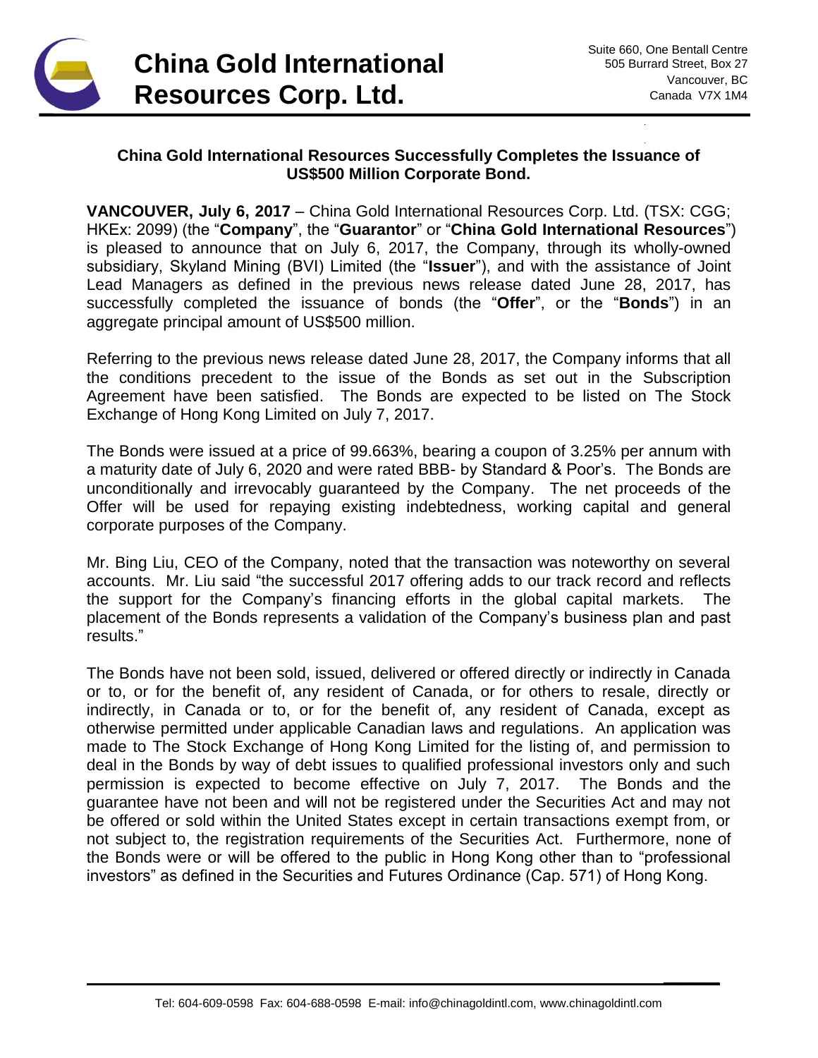# China Gold International Resources Corp. Ltd.

Suite 660, One Bentall Centre
505 Burrard Street, Box 27
Vancouver, BC
Canada V7X 1M4

## China Gold International Resources Successfully Completes the Issuance of US$500 Million Corporate Bond.

**VANCOUVER, July 6, 2017** – China Gold International Resources Corp. Ltd. (TSX: CGG; HKEx: 2099) (the "**Company**", the "**Guarantor**" or "**China Gold International Resources**") is pleased to announce that on July 6, 2017, the Company, through its wholly-owned subsidiary, Skyland Mining (BVI) Limited (the "**Issuer**"), and with the assistance of Joint Lead Managers as defined in the previous news release dated June 28, 2017, has successfully completed the issuance of bonds (the "**Offer**", or the "**Bonds**") in an aggregate principal amount of US$500 million.

Referring to the previous news release dated June 28, 2017, the Company informs that all the conditions precedent to the issue of the Bonds as set out in the Subscription Agreement have been satisfied. The Bonds are expected to be listed on The Stock Exchange of Hong Kong Limited on July 7, 2017.

The Bonds were issued at a price of 99.663%, bearing a coupon of 3.25% per annum with a maturity date of July 6, 2020 and were rated BBB- by Standard & Poor's. The Bonds are unconditionally and irrevocably guaranteed by the Company. The net proceeds of the Offer will be used for repaying existing indebtedness, working capital and general corporate purposes of the Company.

Mr. Bing Liu, CEO of the Company, noted that the transaction was noteworthy on several accounts. Mr. Liu said "the successful 2017 offering adds to our track record and reflects the support for the Company's financing efforts in the global capital markets. The placement of the Bonds represents a validation of the Company's business plan and past results."

The Bonds have not been sold, issued, delivered or offered directly or indirectly in Canada or to, or for the benefit of, any resident of Canada, or for others to resale, directly or indirectly, in Canada or to, or for the benefit of, any resident of Canada, except as otherwise permitted under applicable Canadian laws and regulations. An application was made to The Stock Exchange of Hong Kong Limited for the listing of, and permission to deal in the Bonds by way of debt issues to qualified professional investors only and such permission is expected to become effective on July 7, 2017. The Bonds and the guarantee have not been and will not be registered under the Securities Act and may not be offered or sold within the United States except in certain transactions exempt from, or not subject to, the registration requirements of the Securities Act. Furthermore, none of the Bonds were or will be offered to the public in Hong Kong other than to "professional investors" as defined in the Securities and Futures Ordinance (Cap. 571) of Hong Kong.

Tel: 604-609-0598 Fax: 604-688-0598 E-mail: info@chinagoldintl.com, www.chinagoldintl.com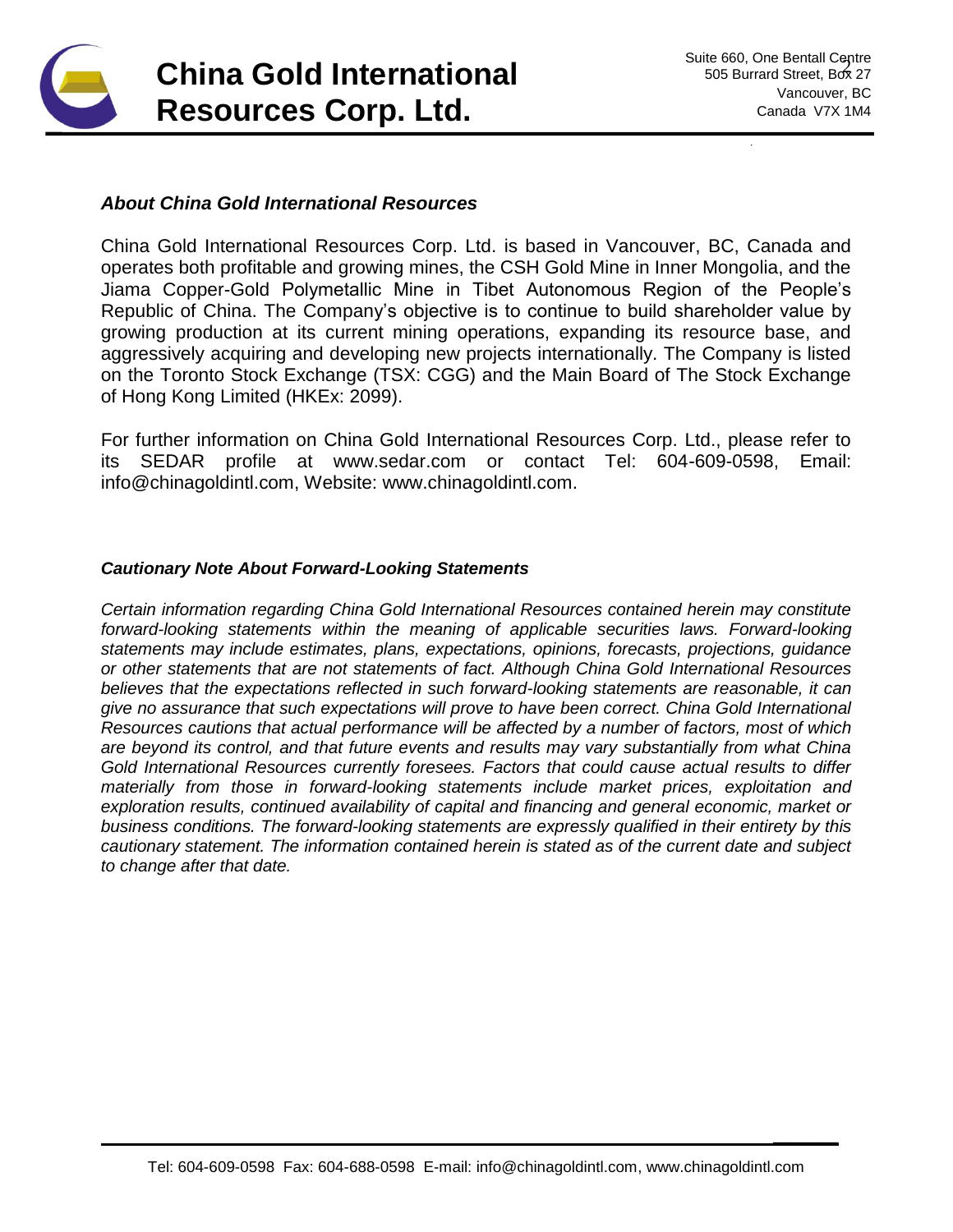### *About China Gold International Resources*

China Gold International Resources Corp. Ltd. is based in Vancouver, BC, Canada and operates both profitable and growing mines, the CSH Gold Mine in Inner Mongolia, and the Jiama Copper-Gold Polymetallic Mine in Tibet Autonomous Region of the People's Republic of China. The Company's objective is to continue to build shareholder value by growing production at its current mining operations, expanding its resource base, and aggressively acquiring and developing new projects internationally. The Company is listed on the Toronto Stock Exchange (TSX: CGG) and the Main Board of The Stock Exchange of Hong Kong Limited (HKEx: 2099).

For further information on China Gold International Resources Corp. Ltd., please refer to its SEDAR profile at www.sedar.com or contact Tel: 604-609-0598, Email: info@chinagoldintl.com, Website: www.chinagoldintl.com.

### *Cautionary Note About Forward-Looking Statements*

*Certain information regarding China Gold International Resources contained herein may constitute forward-looking statements within the meaning of applicable securities laws. Forward-looking statements may include estimates, plans, expectations, opinions, forecasts, projections, guidance or other statements that are not statements of fact. Although China Gold International Resources believes that the expectations reflected in such forward-looking statements are reasonable, it can give no assurance that such expectations will prove to have been correct. China Gold International Resources cautions that actual performance will be affected by a number of factors, most of which are beyond its control, and that future events and results may vary substantially from what China Gold International Resources currently foresees. Factors that could cause actual results to differ materially from those in forward-looking statements include market prices, exploitation and exploration results, continued availability of capital and financing and general economic, market or business conditions. The forward-looking statements are expressly qualified in their entirety by this cautionary statement. The information contained herein is stated as of the current date and subject to change after that date.*